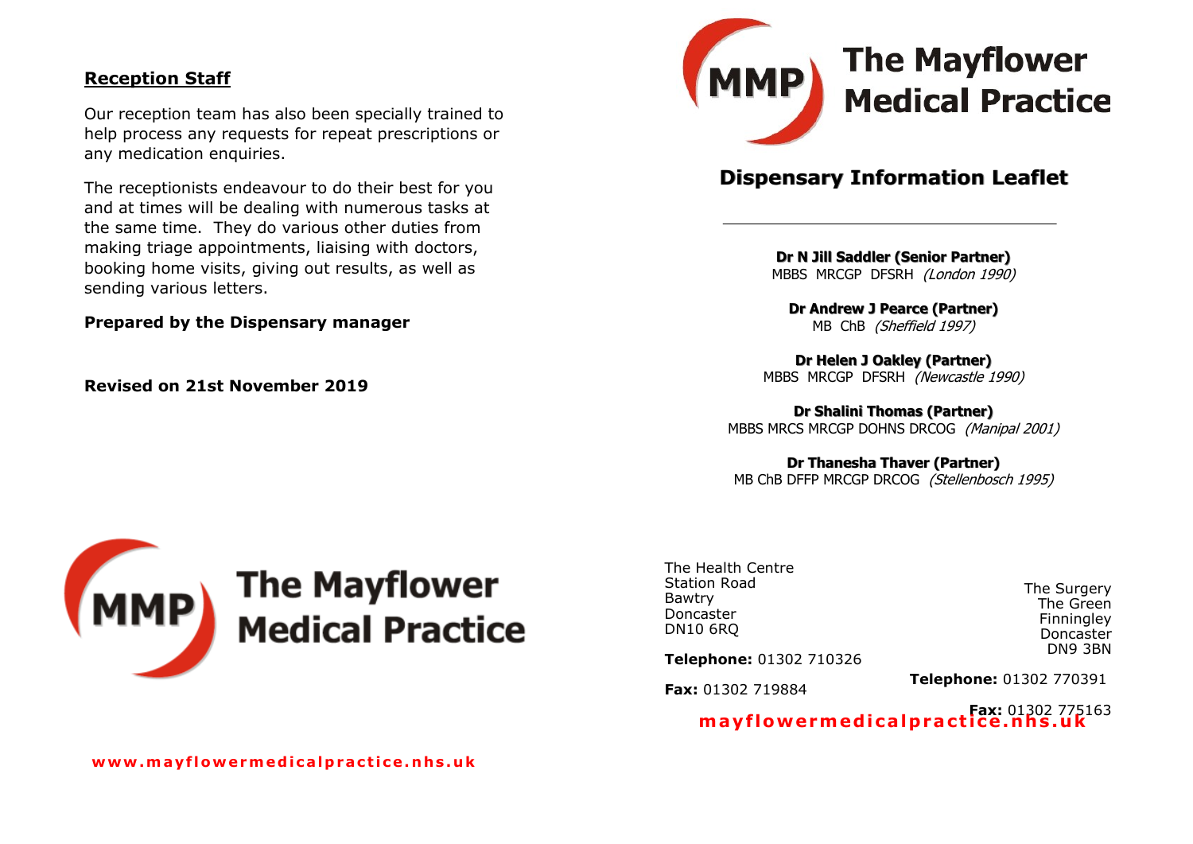## Reception Staff

Our reception team has also been specially trained to help process any requests for repeat prescriptions or any medication enquiries.

The receptionists endeavour to do their best for you and at times will be dealing with numerous tasks at the same time. They do various other duties from making triage appointments, liaising with doctors, booking home visits, giving out results, as well as sending various letters.

**Prepared by the Dispensary manager**

**Revised on 21st November 2019**

MMP **The Mayflower Medical Practice**

**www.mayflowermedicalpractice.nhs.uk**

MMP **The Mayflower Medical Practice**

# Dispensary Information Leaflet

---

**Dr N Jill Sadler (Senior Partner)**
MBBS MRCGP DFSRH *(London 1990)*

**Dr Andrew J Pearce (Partner)**
MB ChB *(Sheffield 1997)*

**Dr Helen J Oakley (Partner)**
MBBS MRCGP DFSRH *(Newcastle 1990)*

**Dr Shalini Thomas (Partner)**
MBBS MRCS MRCGP DOHNS DRCOG *(Manipal 2001)*

**Dr Thanesha Thaver (Partner)**
MB ChB DFFP MRCGP DRCOG *(Stellenbosch 1995)*

The Health Centre
Station Road
Bawtry
Doncaster
DN10 6RQ

**Telephone:** 01302 710326

**Fax:** 01302 719884

The Surgery
The Green
Finningley
Doncaster
DN9 3BN

**Telephone:** 01302 770391

**Fax:** 01302 775163

**mayflowermedicalpractice.nhs.uk**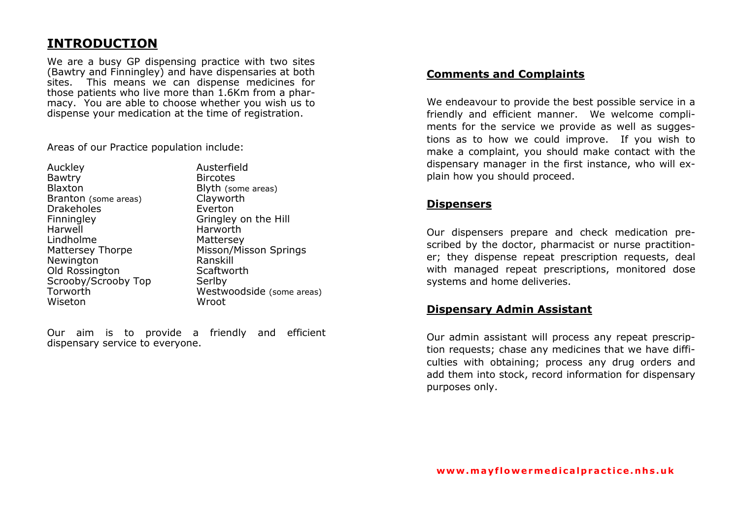## INTRODUCTION

We are a busy GP dispensing practice with two sites (Bawtry and Finningley) and have dispensaries at both sites. This means we can dispense medicines for those patients who live more than 1.6Km from a pharmacy. You are able to choose whether you wish us to dispense your medication at the time of registration.

Areas of our Practice population include:

| | |
|---|---|
| Auckley | Austerfield |
| Bawtry | Bircotes |
| Blaxton | Blyth (some areas) |
| Branton (some areas) | Clayworth |
| Drakeholes | Everton |
| Finningley | Gringley on the Hill |
| Harwell | Harworth |
| Lindholme | Mattersey |
| Mattersey Thorpe | Misson/Misson Springs |
| Newington | Ranskill |
| Old Rossington | Scaftworth |
| Scrooby/Scrooby Top | Serlby |
| Torworth | Westwoodside (some areas) |
| Wiseton | Wroot |

Our aim is to provide a friendly and efficient dispensary service to everyone.

## Comments and Complaints

We endeavour to provide the best possible service in a friendly and efficient manner. We welcome compliments for the service we provide as well as suggestions as to how we could improve. If you wish to make a complaint, you should make contact with the dispensary manager in the first instance, who will explain how you should proceed.

## Dispensers

Our dispensers prepare and check medication prescribed by the doctor, pharmacist or nurse practitioner; they dispense repeat prescription requests, deal with managed repeat prescriptions, monitored dose systems and home deliveries.

## Dispensary Admin Assistant

Our admin assistant will process any repeat prescription requests; chase any medicines that we have difficulties with obtaining; process any drug orders and add them into stock, record information for dispensary purposes only.

**www.mayflowermedicalpractice.nhs.uk**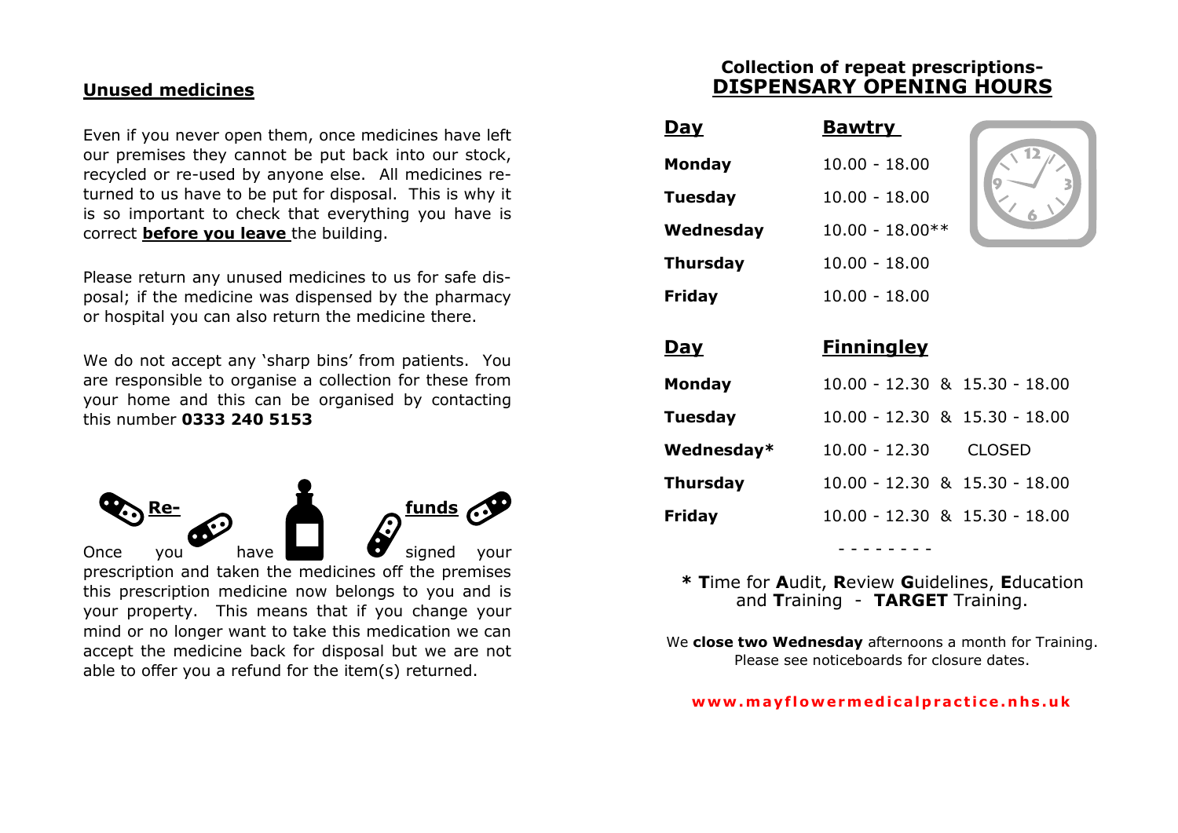## Unused medicines

Even if you never open them, once medicines have left our premises they cannot be put back into our stock, recycled or re-used by anyone else. All medicines returned to us have to be put for disposal. This is why it is so important to check that everything you have is correct **before you leave** the building.

Please return any unused medicines to us for safe disposal; if the medicine was dispensed by the pharmacy or hospital you can also return the medicine there.

We do not accept any 'sharp bins' from patients. You are responsible to organise a collection for these from your home and this can be organised by contacting this number **0333 240 5153**

## Re-funds

Once you have signed your prescription and taken the medicines off the premises this prescription medicine now belongs to you and is your property. This means that if you change your mind or no longer want to take this medication we can accept the medicine back for disposal but we are not able to offer you a refund for the item(s) returned.

## Collection of repeat prescriptions- DISPENSARY OPENING HOURS

| Day | Bawtry |
|---|---|
| Monday | 10.00 - 18.00 |
| Tuesday | 10.00 - 18.00 |
| Wednesday | 10.00 - 18.00** |
| Thursday | 10.00 - 18.00 |
| Friday | 10.00 - 18.00 |

| Day | Finningley |
|---|---|
| Monday | 10.00 - 12.30 & 15.30 - 18.00 |
| Tuesday | 10.00 - 12.30 & 15.30 - 18.00 |
| Wednesday* | 10.00 - 12.30 CLOSED |
| Thursday | 10.00 - 12.30 & 15.30 - 18.00 |
| Friday | 10.00 - 12.30 & 15.30 - 18.00 |

- - - - - - - -

* **T**ime for **A**udit, **R**eview **G**uidelines, **E**ducation and **T**raining - **TARGET** Training.

We **close two Wednesday** afternoons a month for Training. Please see noticeboards for closure dates.

**www.mayflowermedicalpractice.nhs.uk**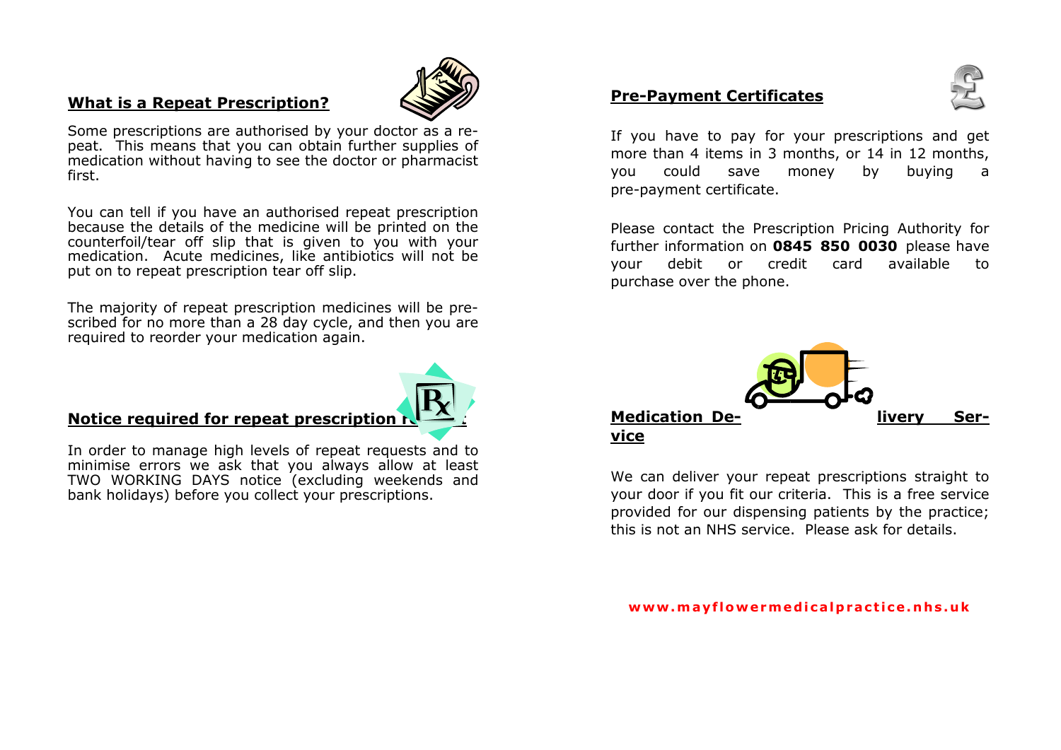## What is a Repeat Prescription?

Some prescriptions are authorised by your doctor as a repeat. This means that you can obtain further supplies of medication without having to see the doctor or pharmacist first.

You can tell if you have an authorised repeat prescription because the details of the medicine will be printed on the counterfoil/tear off slip that is given to you with your medication. Acute medicines, like antibiotics will not be put on to repeat prescription tear off slip.

The majority of repeat prescription medicines will be prescribed for no more than a 28 day cycle, and then you are required to reorder your medication again.

## Notice required for repeat prescription requests

In order to manage high levels of repeat requests and to minimise errors we ask that you always allow at least TWO WORKING DAYS notice (excluding weekends and bank holidays) before you collect your prescriptions.

## Pre-Payment Certificates

If you have to pay for your prescriptions and get more than 4 items in 3 months, or 14 in 12 months, you could save money by buying a pre-payment certificate.

Please contact the Prescription Pricing Authority for further information on **0845 850 0030** please have your debit or credit card available to purchase over the phone.

## Medication Delivery Service

We can deliver your repeat prescriptions straight to your door if you fit our criteria. This is a free service provided for our dispensing patients by the practice; this is not an NHS service. Please ask for details.

www.mayflowermedicalpractice.nhs.uk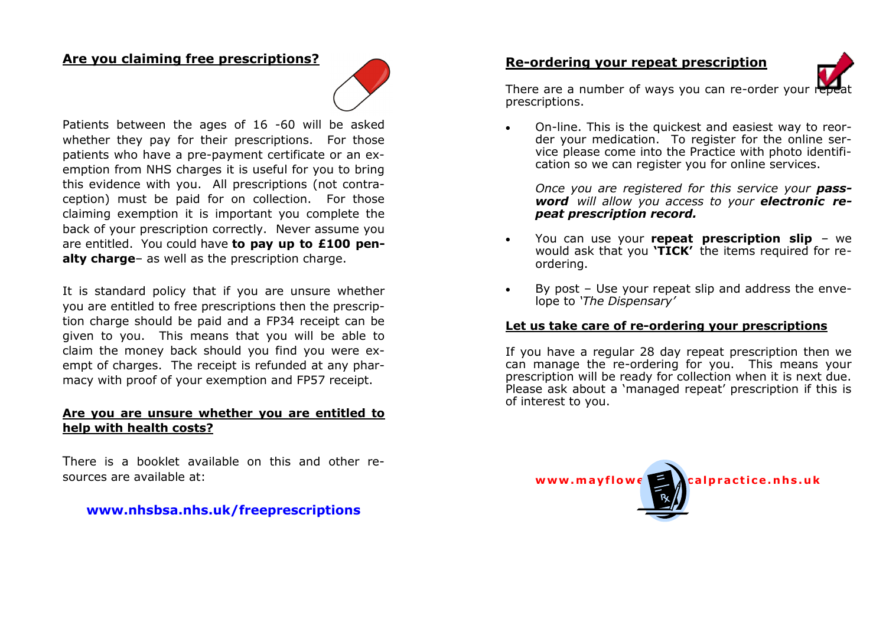## Are you claiming free prescriptions?

Patients between the ages of 16 -60 will be asked whether they pay for their prescriptions. For those patients who have a pre-payment certificate or an exemption from NHS charges it is useful for you to bring this evidence with you. All prescriptions (not contraception) must be paid for on collection. For those claiming exemption it is important you complete the back of your prescription correctly. Never assume you are entitled. You could have **to pay up to £100 penalty charge**– as well as the prescription charge.

It is standard policy that if you are unsure whether you are entitled to free prescriptions then the prescription charge should be paid and a FP34 receipt can be given to you. This means that you will be able to claim the money back should you find you were exempt of charges. The receipt is refunded at any pharmacy with proof of your exemption and FP57 receipt.

## Are you are unsure whether you are entitled to help with health costs?

There is a booklet available on this and other resources are available at:

**www.nhsbsa.nhs.uk/freeprescriptions**

## Re-ordering your repeat prescription

There are a number of ways you can re-order your repeat prescriptions.

- On-line. This is the quickest and easiest way to reorder your medication. To register for the online service please come into the Practice with photo identification so we can register you for online services.

  *Once you are registered for this service your **password** will allow you access to your **electronic repeat prescription record.***

- You can use your **repeat prescription slip** – we would ask that you **'TICK'** the items required for re-ordering.

- By post – Use your repeat slip and address the envelope to *'The Dispensary'*

## Let us take care of re-ordering your prescriptions

If you have a regular 28 day repeat prescription then we can manage the re-ordering for you. This means your prescription will be ready for collection when it is next due. Please ask about a 'managed repeat' prescription if this is of interest to you.

**www.mayflowe[...]calpractice.nhs.uk**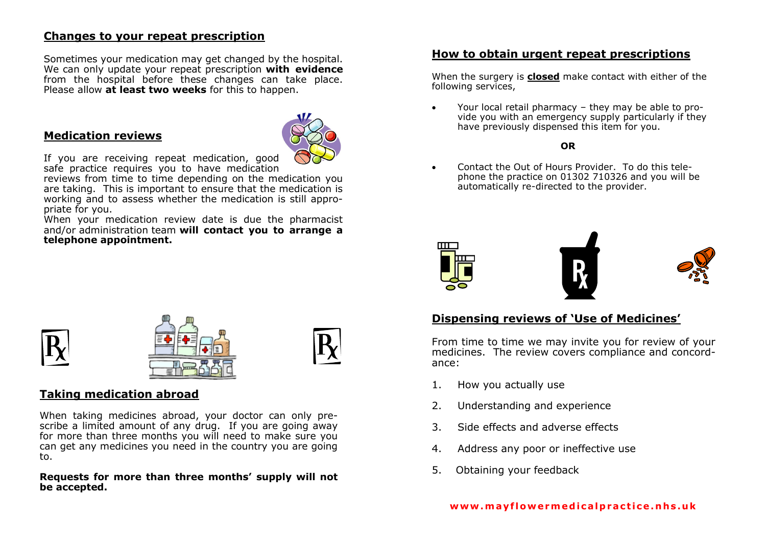## Changes to your repeat prescription

Sometimes your medication may get changed by the hospital. We can only update your repeat prescription **with evidence** from the hospital before these changes can take place. Please allow **at least two weeks** for this to happen.

## Medication reviews

If you are receiving repeat medication, good safe practice requires you to have medication reviews from time to time depending on the medication you are taking. This is important to ensure that the medication is working and to assess whether the medication is still appropriate for you.

When your medication review date is due the pharmacist and/or administration team **will contact you to arrange a telephone appointment.**

## Taking medication abroad

When taking medicines abroad, your doctor can only prescribe a limited amount of any drug. If you are going away for more than three months you will need to make sure you can get any medicines you need in the country you are going to.

**Requests for more than three months' supply will not be accepted.**

## How to obtain urgent repeat prescriptions

When the surgery is **closed** make contact with either of the following services,

- Your local retail pharmacy – they may be able to provide you with an emergency supply particularly if they have previously dispensed this item for you.

**OR**

- Contact the Out of Hours Provider. To do this telephone the practice on 01302 710326 and you will be automatically re-directed to the provider.

## Dispensing reviews of 'Use of Medicines'

From time to time we may invite you for review of your medicines. The review covers compliance and concordance:

1. How you actually use
2. Understanding and experience
3. Side effects and adverse effects
4. Address any poor or ineffective use
5. Obtaining your feedback

**www.mayflowermedicalpractice.nhs.uk**